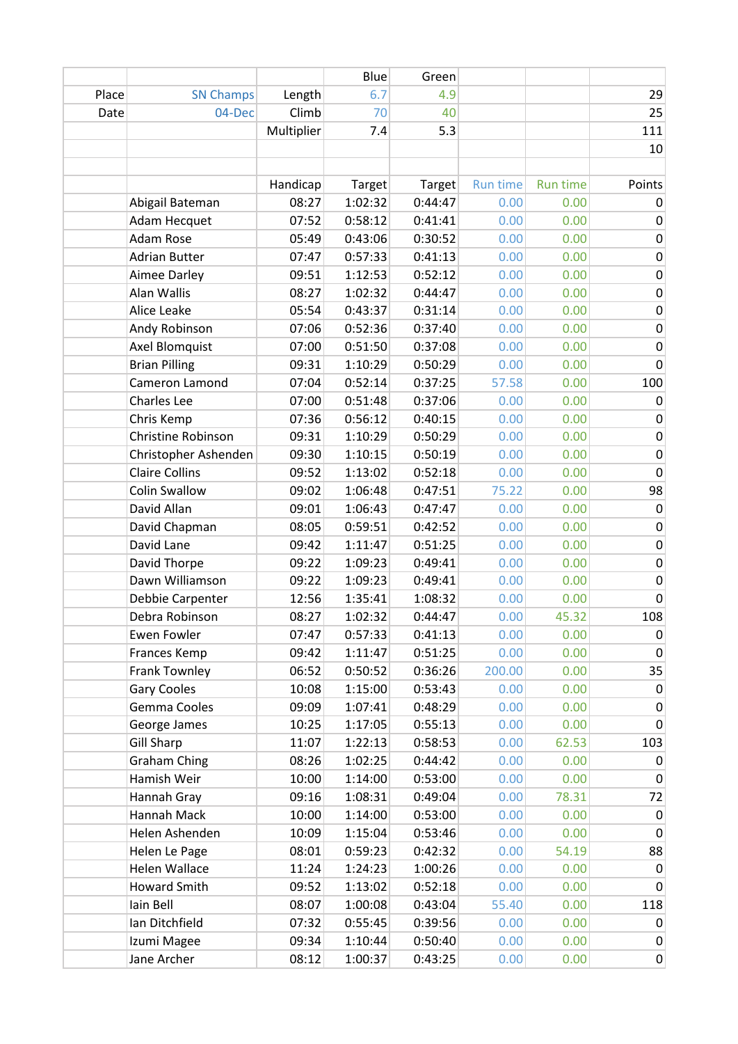|  |  |  | Blue | Green |  |  |  |
|---|---|---|---|---|---|---|---|
| Place | SN Champs | Length | 6.7 | 4.9 |  |  | 29 |
| Date | 04-Dec | Climb | 70 | 40 |  |  | 25 |
|  |  | Multiplier | 7.4 | 5.3 |  |  | 111 |
|  |  |  |  |  |  |  | 10 |
|  |  |  |  |  |  |  |  |
|  |  | Handicap | Target | Target | Run time | Run time | Points |
|  | Abigail Bateman | 08:27 | 1:02:32 | 0:44:47 | 0.00 | 0.00 | 0 |
|  | Adam Hecquet | 07:52 | 0:58:12 | 0:41:41 | 0.00 | 0.00 | 0 |
|  | Adam Rose | 05:49 | 0:43:06 | 0:30:52 | 0.00 | 0.00 | 0 |
|  | Adrian Butter | 07:47 | 0:57:33 | 0:41:13 | 0.00 | 0.00 | 0 |
|  | Aimee Darley | 09:51 | 1:12:53 | 0:52:12 | 0.00 | 0.00 | 0 |
|  | Alan Wallis | 08:27 | 1:02:32 | 0:44:47 | 0.00 | 0.00 | 0 |
|  | Alice Leake | 05:54 | 0:43:37 | 0:31:14 | 0.00 | 0.00 | 0 |
|  | Andy Robinson | 07:06 | 0:52:36 | 0:37:40 | 0.00 | 0.00 | 0 |
|  | Axel Blomquist | 07:00 | 0:51:50 | 0:37:08 | 0.00 | 0.00 | 0 |
|  | Brian Pilling | 09:31 | 1:10:29 | 0:50:29 | 0.00 | 0.00 | 0 |
|  | Cameron Lamond | 07:04 | 0:52:14 | 0:37:25 | 57.58 | 0.00 | 100 |
|  | Charles Lee | 07:00 | 0:51:48 | 0:37:06 | 0.00 | 0.00 | 0 |
|  | Chris Kemp | 07:36 | 0:56:12 | 0:40:15 | 0.00 | 0.00 | 0 |
|  | Christine Robinson | 09:31 | 1:10:29 | 0:50:29 | 0.00 | 0.00 | 0 |
|  | Christopher Ashenden | 09:30 | 1:10:15 | 0:50:19 | 0.00 | 0.00 | 0 |
|  | Claire Collins | 09:52 | 1:13:02 | 0:52:18 | 0.00 | 0.00 | 0 |
|  | Colin Swallow | 09:02 | 1:06:48 | 0:47:51 | 75.22 | 0.00 | 98 |
|  | David Allan | 09:01 | 1:06:43 | 0:47:47 | 0.00 | 0.00 | 0 |
|  | David Chapman | 08:05 | 0:59:51 | 0:42:52 | 0.00 | 0.00 | 0 |
|  | David Lane | 09:42 | 1:11:47 | 0:51:25 | 0.00 | 0.00 | 0 |
|  | David Thorpe | 09:22 | 1:09:23 | 0:49:41 | 0.00 | 0.00 | 0 |
|  | Dawn Williamson | 09:22 | 1:09:23 | 0:49:41 | 0.00 | 0.00 | 0 |
|  | Debbie Carpenter | 12:56 | 1:35:41 | 1:08:32 | 0.00 | 0.00 | 0 |
|  | Debra Robinson | 08:27 | 1:02:32 | 0:44:47 | 0.00 | 45.32 | 108 |
|  | Ewen Fowler | 07:47 | 0:57:33 | 0:41:13 | 0.00 | 0.00 | 0 |
|  | Frances Kemp | 09:42 | 1:11:47 | 0:51:25 | 0.00 | 0.00 | 0 |
|  | Frank Townley | 06:52 | 0:50:52 | 0:36:26 | 200.00 | 0.00 | 35 |
|  | Gary Cooles | 10:08 | 1:15:00 | 0:53:43 | 0.00 | 0.00 | 0 |
|  | Gemma Cooles | 09:09 | 1:07:41 | 0:48:29 | 0.00 | 0.00 | 0 |
|  | George James | 10:25 | 1:17:05 | 0:55:13 | 0.00 | 0.00 | 0 |
|  | Gill Sharp | 11:07 | 1:22:13 | 0:58:53 | 0.00 | 62.53 | 103 |
|  | Graham Ching | 08:26 | 1:02:25 | 0:44:42 | 0.00 | 0.00 | 0 |
|  | Hamish Weir | 10:00 | 1:14:00 | 0:53:00 | 0.00 | 0.00 | 0 |
|  | Hannah Gray | 09:16 | 1:08:31 | 0:49:04 | 0.00 | 78.31 | 72 |
|  | Hannah Mack | 10:00 | 1:14:00 | 0:53:00 | 0.00 | 0.00 | 0 |
|  | Helen Ashenden | 10:09 | 1:15:04 | 0:53:46 | 0.00 | 0.00 | 0 |
|  | Helen Le Page | 08:01 | 0:59:23 | 0:42:32 | 0.00 | 54.19 | 88 |
|  | Helen Wallace | 11:24 | 1:24:23 | 1:00:26 | 0.00 | 0.00 | 0 |
|  | Howard Smith | 09:52 | 1:13:02 | 0:52:18 | 0.00 | 0.00 | 0 |
|  | Iain Bell | 08:07 | 1:00:08 | 0:43:04 | 55.40 | 0.00 | 118 |
|  | Ian Ditchfield | 07:32 | 0:55:45 | 0:39:56 | 0.00 | 0.00 | 0 |
|  | Izumi Magee | 09:34 | 1:10:44 | 0:50:40 | 0.00 | 0.00 | 0 |
|  | Jane Archer | 08:12 | 1:00:37 | 0:43:25 | 0.00 | 0.00 | 0 |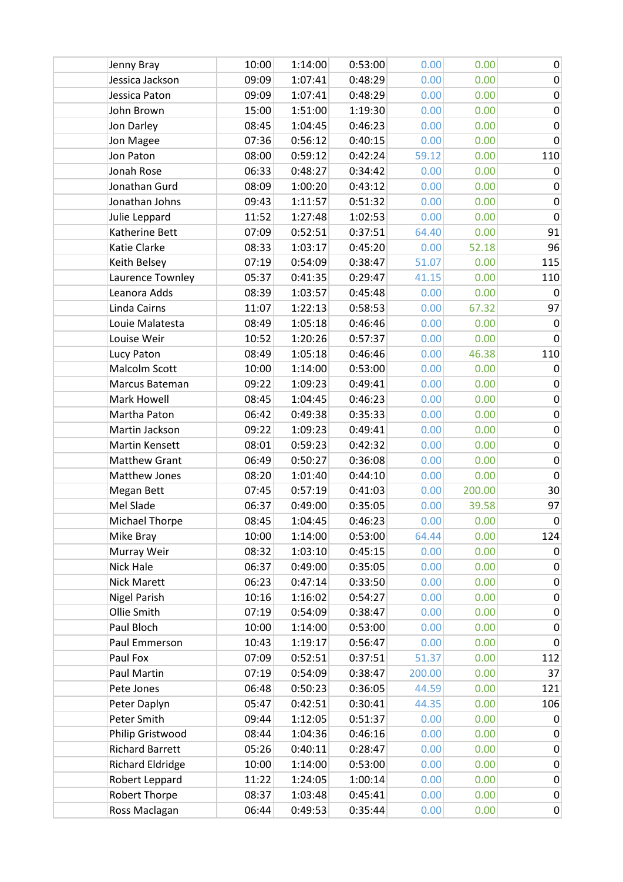| | | | | | | | |
|---|---|---|---|---|---|---|---|
| | Jenny Bray | 10:00 | 1:14:00 | 0:53:00 | 0.00 | 0.00 | 0 |
| | Jessica Jackson | 09:09 | 1:07:41 | 0:48:29 | 0.00 | 0.00 | 0 |
| | Jessica Paton | 09:09 | 1:07:41 | 0:48:29 | 0.00 | 0.00 | 0 |
| | John Brown | 15:00 | 1:51:00 | 1:19:30 | 0.00 | 0.00 | 0 |
| | Jon Darley | 08:45 | 1:04:45 | 0:46:23 | 0.00 | 0.00 | 0 |
| | Jon Magee | 07:36 | 0:56:12 | 0:40:15 | 0.00 | 0.00 | 0 |
| | Jon Paton | 08:00 | 0:59:12 | 0:42:24 | 59.12 | 0.00 | 110 |
| | Jonah Rose | 06:33 | 0:48:27 | 0:34:42 | 0.00 | 0.00 | 0 |
| | Jonathan Gurd | 08:09 | 1:00:20 | 0:43:12 | 0.00 | 0.00 | 0 |
| | Jonathan Johns | 09:43 | 1:11:57 | 0:51:32 | 0.00 | 0.00 | 0 |
| | Julie Leppard | 11:52 | 1:27:48 | 1:02:53 | 0.00 | 0.00 | 0 |
| | Katherine Bett | 07:09 | 0:52:51 | 0:37:51 | 64.40 | 0.00 | 91 |
| | Katie Clarke | 08:33 | 1:03:17 | 0:45:20 | 0.00 | 52.18 | 96 |
| | Keith Belsey | 07:19 | 0:54:09 | 0:38:47 | 51.07 | 0.00 | 115 |
| | Laurence Townley | 05:37 | 0:41:35 | 0:29:47 | 41.15 | 0.00 | 110 |
| | Leanora Adds | 08:39 | 1:03:57 | 0:45:48 | 0.00 | 0.00 | 0 |
| | Linda Cairns | 11:07 | 1:22:13 | 0:58:53 | 0.00 | 67.32 | 97 |
| | Louie Malatesta | 08:49 | 1:05:18 | 0:46:46 | 0.00 | 0.00 | 0 |
| | Louise Weir | 10:52 | 1:20:26 | 0:57:37 | 0.00 | 0.00 | 0 |
| | Lucy Paton | 08:49 | 1:05:18 | 0:46:46 | 0.00 | 46.38 | 110 |
| | Malcolm Scott | 10:00 | 1:14:00 | 0:53:00 | 0.00 | 0.00 | 0 |
| | Marcus Bateman | 09:22 | 1:09:23 | 0:49:41 | 0.00 | 0.00 | 0 |
| | Mark Howell | 08:45 | 1:04:45 | 0:46:23 | 0.00 | 0.00 | 0 |
| | Martha Paton | 06:42 | 0:49:38 | 0:35:33 | 0.00 | 0.00 | 0 |
| | Martin Jackson | 09:22 | 1:09:23 | 0:49:41 | 0.00 | 0.00 | 0 |
| | Martin Kensett | 08:01 | 0:59:23 | 0:42:32 | 0.00 | 0.00 | 0 |
| | Matthew Grant | 06:49 | 0:50:27 | 0:36:08 | 0.00 | 0.00 | 0 |
| | Matthew Jones | 08:20 | 1:01:40 | 0:44:10 | 0.00 | 0.00 | 0 |
| | Megan Bett | 07:45 | 0:57:19 | 0:41:03 | 0.00 | 200.00 | 30 |
| | Mel Slade | 06:37 | 0:49:00 | 0:35:05 | 0.00 | 39.58 | 97 |
| | Michael Thorpe | 08:45 | 1:04:45 | 0:46:23 | 0.00 | 0.00 | 0 |
| | Mike Bray | 10:00 | 1:14:00 | 0:53:00 | 64.44 | 0.00 | 124 |
| | Murray Weir | 08:32 | 1:03:10 | 0:45:15 | 0.00 | 0.00 | 0 |
| | Nick Hale | 06:37 | 0:49:00 | 0:35:05 | 0.00 | 0.00 | 0 |
| | Nick Marett | 06:23 | 0:47:14 | 0:33:50 | 0.00 | 0.00 | 0 |
| | Nigel Parish | 10:16 | 1:16:02 | 0:54:27 | 0.00 | 0.00 | 0 |
| | Ollie Smith | 07:19 | 0:54:09 | 0:38:47 | 0.00 | 0.00 | 0 |
| | Paul Bloch | 10:00 | 1:14:00 | 0:53:00 | 0.00 | 0.00 | 0 |
| | Paul Emmerson | 10:43 | 1:19:17 | 0:56:47 | 0.00 | 0.00 | 0 |
| | Paul Fox | 07:09 | 0:52:51 | 0:37:51 | 51.37 | 0.00 | 112 |
| | Paul Martin | 07:19 | 0:54:09 | 0:38:47 | 200.00 | 0.00 | 37 |
| | Pete Jones | 06:48 | 0:50:23 | 0:36:05 | 44.59 | 0.00 | 121 |
| | Peter Daplyn | 05:47 | 0:42:51 | 0:30:41 | 44.35 | 0.00 | 106 |
| | Peter Smith | 09:44 | 1:12:05 | 0:51:37 | 0.00 | 0.00 | 0 |
| | Philip Gristwood | 08:44 | 1:04:36 | 0:46:16 | 0.00 | 0.00 | 0 |
| | Richard Barrett | 05:26 | 0:40:11 | 0:28:47 | 0.00 | 0.00 | 0 |
| | Richard Eldridge | 10:00 | 1:14:00 | 0:53:00 | 0.00 | 0.00 | 0 |
| | Robert Leppard | 11:22 | 1:24:05 | 1:00:14 | 0.00 | 0.00 | 0 |
| | Robert Thorpe | 08:37 | 1:03:48 | 0:45:41 | 0.00 | 0.00 | 0 |
| | Ross Maclagan | 06:44 | 0:49:53 | 0:35:44 | 0.00 | 0.00 | 0 |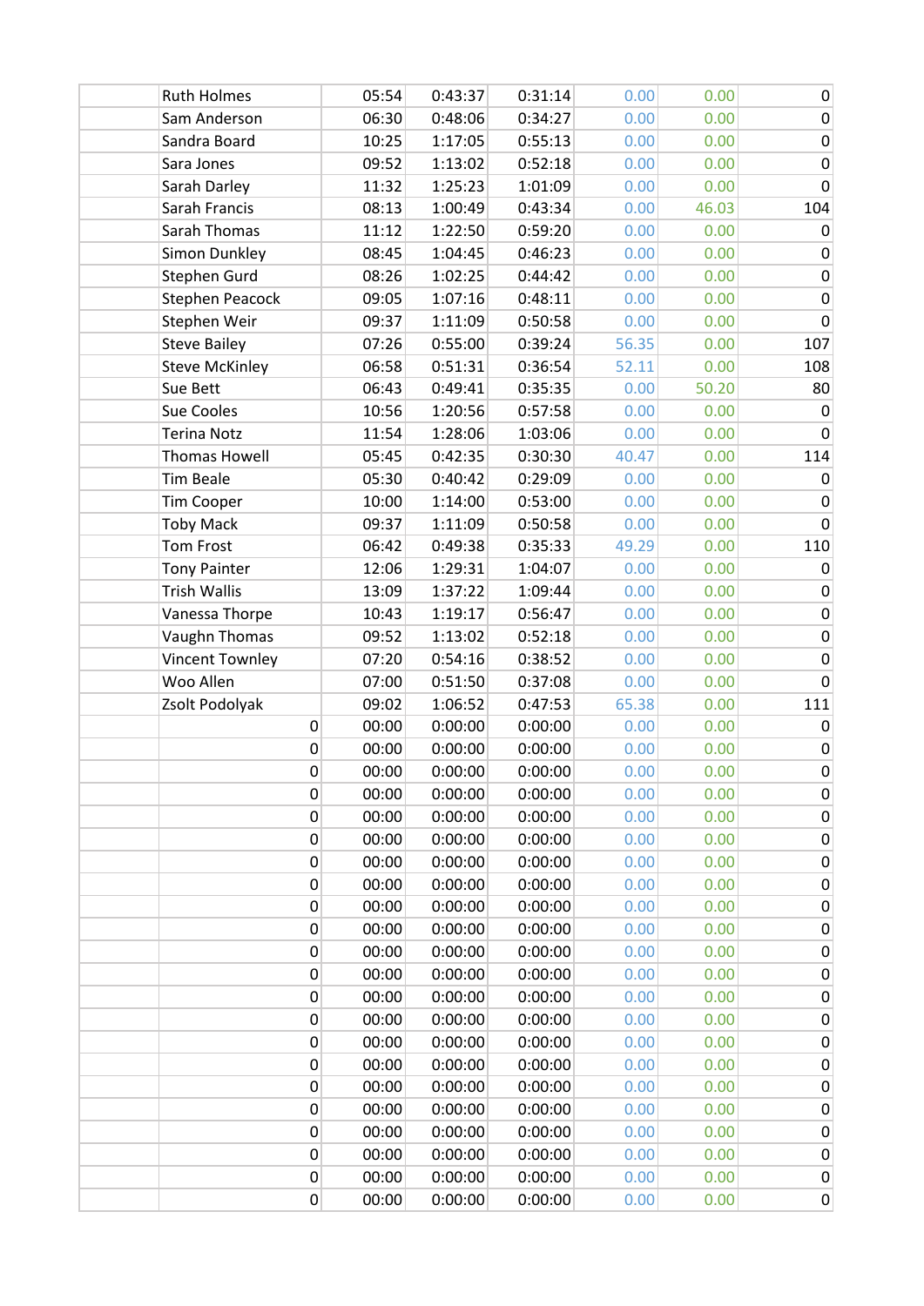| | | | | | | | |
|---|---|---|---|---|---|---|---|
| | Ruth Holmes | 05:54 | 0:43:37 | 0:31:14 | 0.00 | 0.00 | 0 |
| | Sam Anderson | 06:30 | 0:48:06 | 0:34:27 | 0.00 | 0.00 | 0 |
| | Sandra Board | 10:25 | 1:17:05 | 0:55:13 | 0.00 | 0.00 | 0 |
| | Sara Jones | 09:52 | 1:13:02 | 0:52:18 | 0.00 | 0.00 | 0 |
| | Sarah Darley | 11:32 | 1:25:23 | 1:01:09 | 0.00 | 0.00 | 0 |
| | Sarah Francis | 08:13 | 1:00:49 | 0:43:34 | 0.00 | 46.03 | 104 |
| | Sarah Thomas | 11:12 | 1:22:50 | 0:59:20 | 0.00 | 0.00 | 0 |
| | Simon Dunkley | 08:45 | 1:04:45 | 0:46:23 | 0.00 | 0.00 | 0 |
| | Stephen Gurd | 08:26 | 1:02:25 | 0:44:42 | 0.00 | 0.00 | 0 |
| | Stephen Peacock | 09:05 | 1:07:16 | 0:48:11 | 0.00 | 0.00 | 0 |
| | Stephen Weir | 09:37 | 1:11:09 | 0:50:58 | 0.00 | 0.00 | 0 |
| | Steve Bailey | 07:26 | 0:55:00 | 0:39:24 | 56.35 | 0.00 | 107 |
| | Steve McKinley | 06:58 | 0:51:31 | 0:36:54 | 52.11 | 0.00 | 108 |
| | Sue Bett | 06:43 | 0:49:41 | 0:35:35 | 0.00 | 50.20 | 80 |
| | Sue Cooles | 10:56 | 1:20:56 | 0:57:58 | 0.00 | 0.00 | 0 |
| | Terina Notz | 11:54 | 1:28:06 | 1:03:06 | 0.00 | 0.00 | 0 |
| | Thomas Howell | 05:45 | 0:42:35 | 0:30:30 | 40.47 | 0.00 | 114 |
| | Tim Beale | 05:30 | 0:40:42 | 0:29:09 | 0.00 | 0.00 | 0 |
| | Tim Cooper | 10:00 | 1:14:00 | 0:53:00 | 0.00 | 0.00 | 0 |
| | Toby Mack | 09:37 | 1:11:09 | 0:50:58 | 0.00 | 0.00 | 0 |
| | Tom Frost | 06:42 | 0:49:38 | 0:35:33 | 49.29 | 0.00 | 110 |
| | Tony Painter | 12:06 | 1:29:31 | 1:04:07 | 0.00 | 0.00 | 0 |
| | Trish Wallis | 13:09 | 1:37:22 | 1:09:44 | 0.00 | 0.00 | 0 |
| | Vanessa Thorpe | 10:43 | 1:19:17 | 0:56:47 | 0.00 | 0.00 | 0 |
| | Vaughn Thomas | 09:52 | 1:13:02 | 0:52:18 | 0.00 | 0.00 | 0 |
| | Vincent Townley | 07:20 | 0:54:16 | 0:38:52 | 0.00 | 0.00 | 0 |
| | Woo Allen | 07:00 | 0:51:50 | 0:37:08 | 0.00 | 0.00 | 0 |
| | Zsolt Podolyak | 09:02 | 1:06:52 | 0:47:53 | 65.38 | 0.00 | 111 |
| | 0 | 00:00 | 0:00:00 | 0:00:00 | 0.00 | 0.00 | 0 |
| | 0 | 00:00 | 0:00:00 | 0:00:00 | 0.00 | 0.00 | 0 |
| | 0 | 00:00 | 0:00:00 | 0:00:00 | 0.00 | 0.00 | 0 |
| | 0 | 00:00 | 0:00:00 | 0:00:00 | 0.00 | 0.00 | 0 |
| | 0 | 00:00 | 0:00:00 | 0:00:00 | 0.00 | 0.00 | 0 |
| | 0 | 00:00 | 0:00:00 | 0:00:00 | 0.00 | 0.00 | 0 |
| | 0 | 00:00 | 0:00:00 | 0:00:00 | 0.00 | 0.00 | 0 |
| | 0 | 00:00 | 0:00:00 | 0:00:00 | 0.00 | 0.00 | 0 |
| | 0 | 00:00 | 0:00:00 | 0:00:00 | 0.00 | 0.00 | 0 |
| | 0 | 00:00 | 0:00:00 | 0:00:00 | 0.00 | 0.00 | 0 |
| | 0 | 00:00 | 0:00:00 | 0:00:00 | 0.00 | 0.00 | 0 |
| | 0 | 00:00 | 0:00:00 | 0:00:00 | 0.00 | 0.00 | 0 |
| | 0 | 00:00 | 0:00:00 | 0:00:00 | 0.00 | 0.00 | 0 |
| | 0 | 00:00 | 0:00:00 | 0:00:00 | 0.00 | 0.00 | 0 |
| | 0 | 00:00 | 0:00:00 | 0:00:00 | 0.00 | 0.00 | 0 |
| | 0 | 00:00 | 0:00:00 | 0:00:00 | 0.00 | 0.00 | 0 |
| | 0 | 00:00 | 0:00:00 | 0:00:00 | 0.00 | 0.00 | 0 |
| | 0 | 00:00 | 0:00:00 | 0:00:00 | 0.00 | 0.00 | 0 |
| | 0 | 00:00 | 0:00:00 | 0:00:00 | 0.00 | 0.00 | 0 |
| | 0 | 00:00 | 0:00:00 | 0:00:00 | 0.00 | 0.00 | 0 |
| | 0 | 00:00 | 0:00:00 | 0:00:00 | 0.00 | 0.00 | 0 |
| | 0 | 00:00 | 0:00:00 | 0:00:00 | 0.00 | 0.00 | 0 |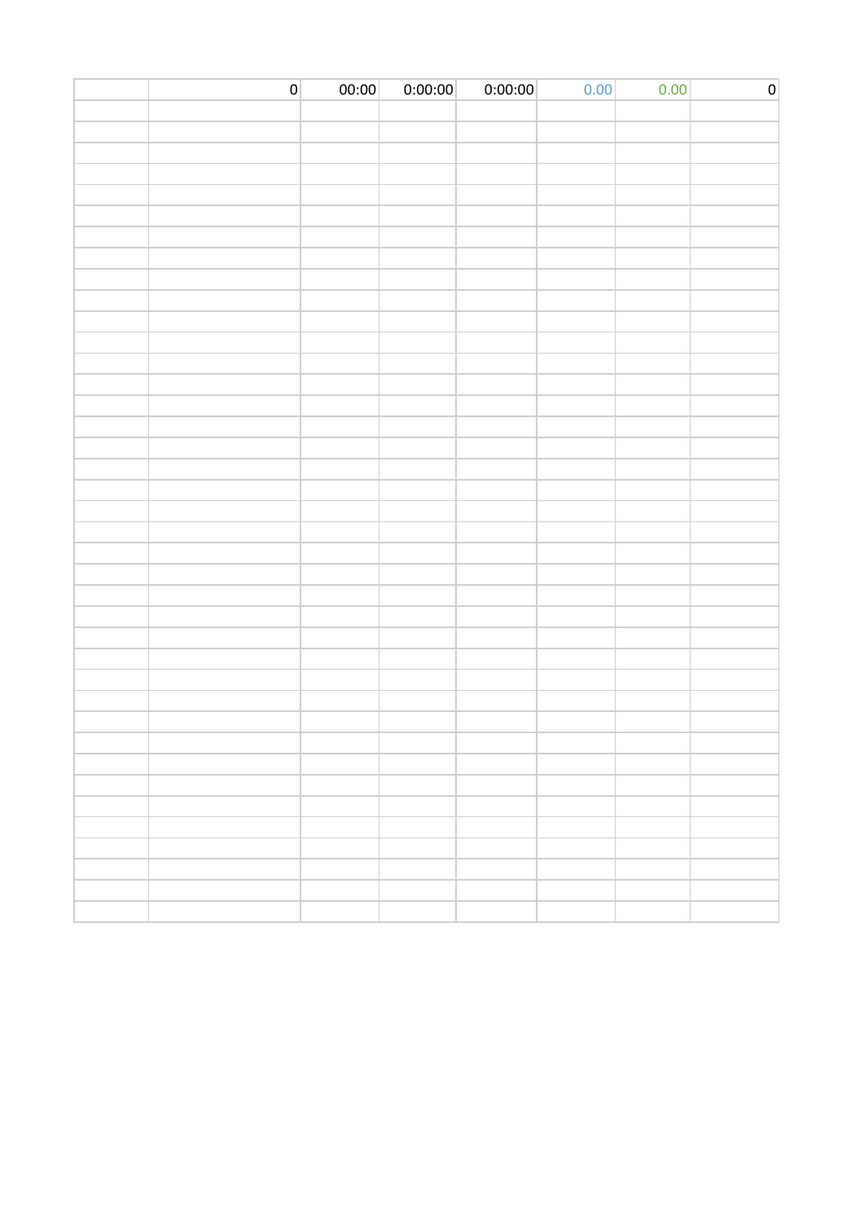| | | | | | | | |
|---|---|---|---|---|---|---|---|
| | 0 | 00:00 | 0:00:00 | 0:00:00 | 0.00 | 0.00 | 0 |
| | | | | | | | |
| | | | | | | | |
| | | | | | | | |
| | | | | | | | |
| | | | | | | | |
| | | | | | | | |
| | | | | | | | |
| | | | | | | | |
| | | | | | | | |
| | | | | | | | |
| | | | | | | | |
| | | | | | | | |
| | | | | | | | |
| | | | | | | | |
| | | | | | | | |
| | | | | | | | |
| | | | | | | | |
| | | | | | | | |
| | | | | | | | |
| | | | | | | | |
| | | | | | | | |
| | | | | | | | |
| | | | | | | | |
| | | | | | | | |
| | | | | | | | |
| | | | | | | | |
| | | | | | | | |
| | | | | | | | |
| | | | | | | | |
| | | | | | | | |
| | | | | | | | |
| | | | | | | | |
| | | | | | | | |
| | | | | | | | |
| | | | | | | | |
| | | | | | | | |
| | | | | | | | |
| | | | | | | | |
| | | | | | | | |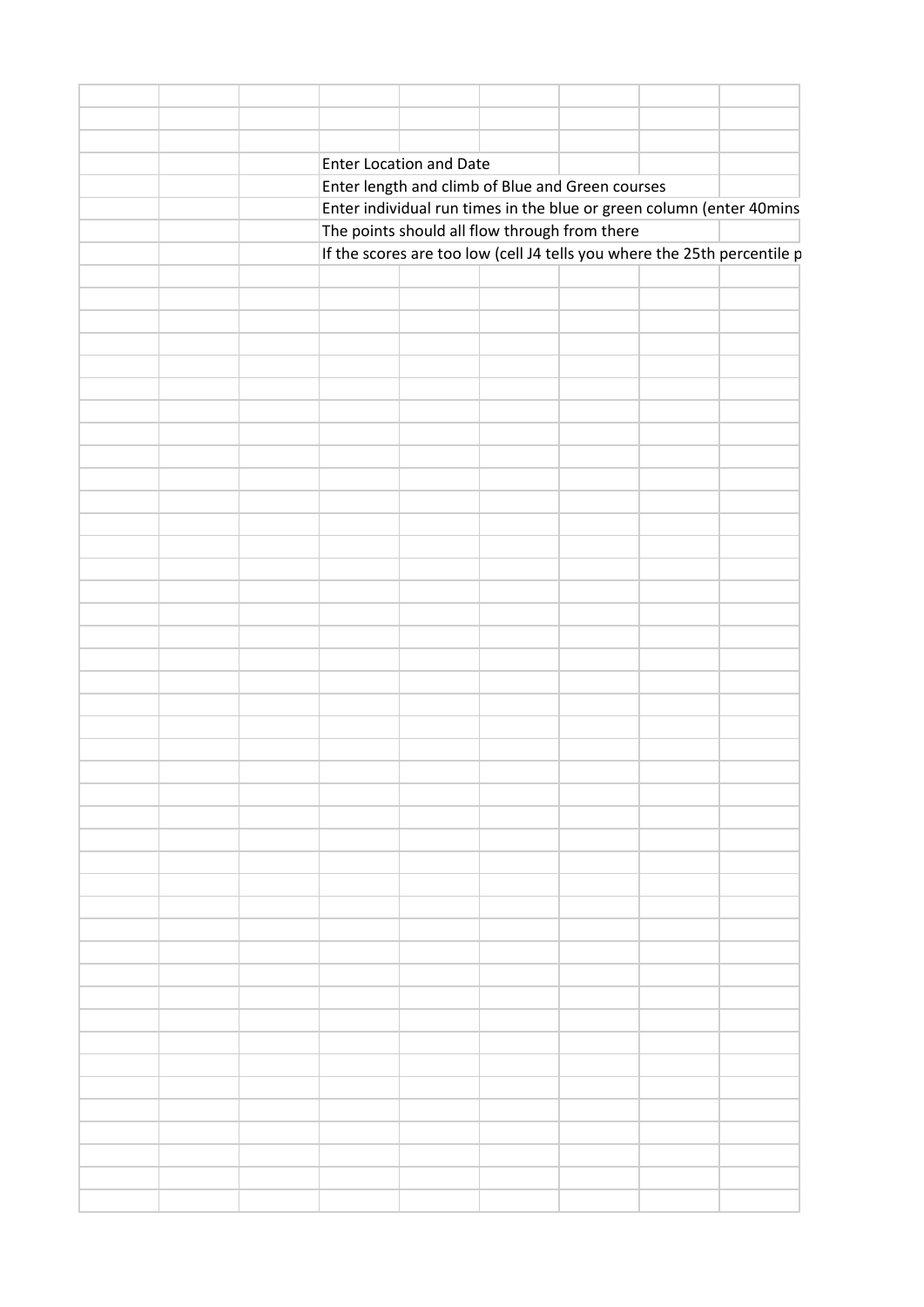Enter Location and Date

Enter length and climb of Blue and Green courses

Enter individual run times in the blue or green column (enter 40mins

The points should all flow through from there

If the scores are too low (cell J4 tells you where the 25th percentile p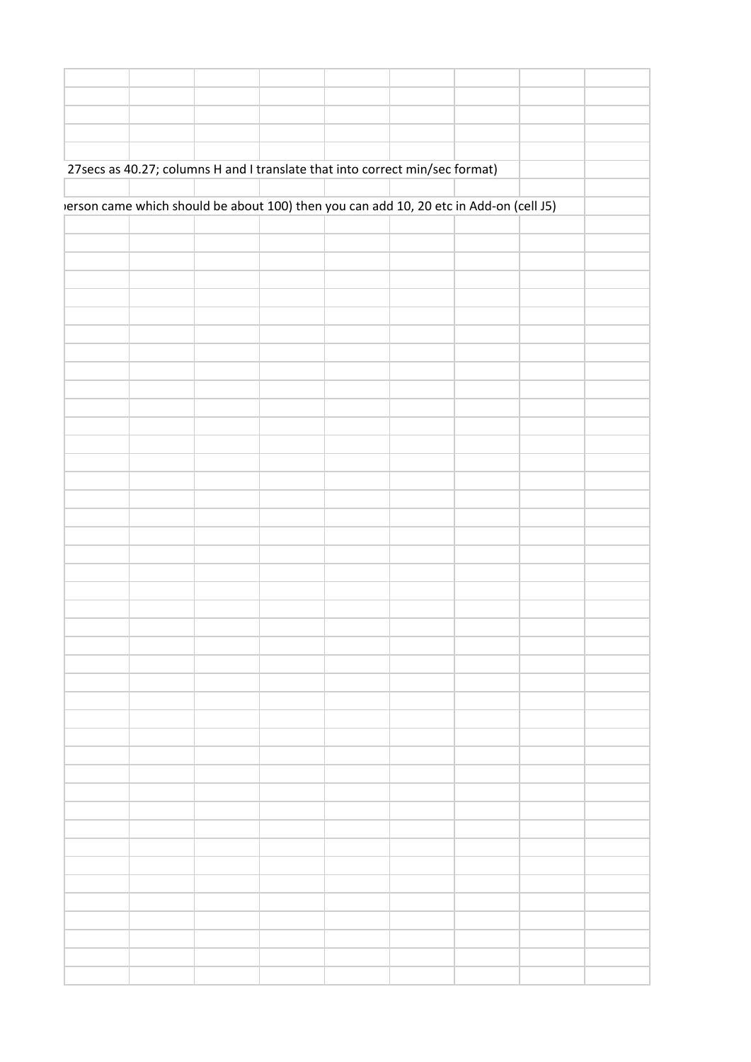27secs as 40.27; columns H and I translate that into correct min/sec format)

ıerson came which should be about 100) then you can add 10, 20 etc in Add-on (cell J5)